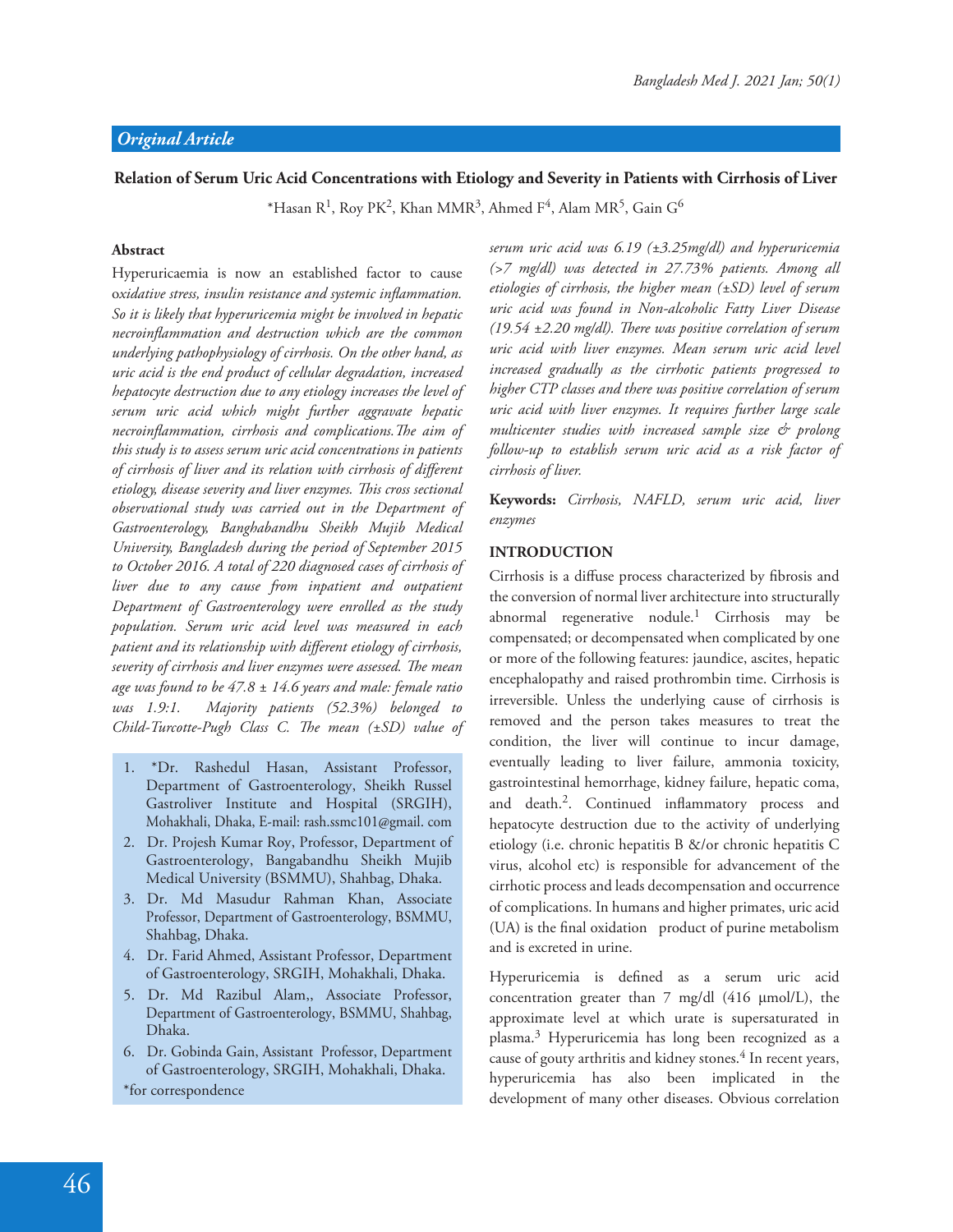*Original Article*

## Relation of Serum Uric Acid Concentrations with Etiology and Severity in Patients with Cirrhosis of Liver

*Hasan R[1], Roy PK[2], Khan MMR[3], Ahmed F[4], Alam MR[5], Gain G[6]

### Abstract

Hyperuricaemia is now an established factor to cause *oxidative stress, insulin resistance and systemic inflammation. So it is likely that hyperuricemia might be involved in hepatic necroinflammation and destruction which are the common underlying pathophysiology of cirrhosis. On the other hand, as uric acid is the end product of cellular degradation, increased hepatocyte destruction due to any etiology increases the level of serum uric acid which might further aggravate hepatic necroinflammation, cirrhosis and complications.The aim of this study is to assess serum uric acid concentrations in patients of cirrhosis of liver and its relation with cirrhosis of different etiology, disease severity and liver enzymes. This cross sectional observational study was carried out in the Department of Gastroenterology, Banghabandhu Sheikh Mujib Medical University, Bangladesh during the period of September 2015 to October 2016. A total of 220 diagnosed cases of cirrhosis of liver due to any cause from inpatient and outpatient Department of Gastroenterology were enrolled as the study population. Serum uric acid level was measured in each patient and its relationship with different etiology of cirrhosis, severity of cirrhosis and liver enzymes were assessed. The mean age was found to be 47.8 ± 14.6 years and male: female ratio was 1.9:1. Majority patients (52.3%) belonged to Child-Turcotte-Pugh Class C. The mean (±SD) value of serum uric acid was 6.19 (±3.25mg/dl) and hyperuricemia (>7 mg/dl) was detected in 27.73% patients. Among all etiologies of cirrhosis, the higher mean (±SD) level of serum uric acid was found in Non-alcoholic Fatty Liver Disease (19.54 ±2.20 mg/dl). There was positive correlation of serum uric acid with liver enzymes. Mean serum uric acid level increased gradually as the cirrhotic patients progressed to higher CTP classes and there was positive correlation of serum uric acid with liver enzymes. It requires further large scale multicenter studies with increased sample size & prolong follow-up to establish serum uric acid as a risk factor of cirrhosis of liver.*

**Keywords:** *Cirrhosis, NAFLD, serum uric acid, liver enzymes*

1. *Dr. Rashedul Hasan, Assistant Professor, Department of Gastroenterology, Sheikh Russel Gastroliver Institute and Hospital (SRGIH), Mohakhali, Dhaka, E-mail: rash.ssmc101@gmail. com
2. Dr. Projesh Kumar Roy, Professor, Department of Gastroenterology, Bangabandhu Sheikh Mujib Medical University (BSMMU), Shahbag, Dhaka.
3. Dr. Md Masudur Rahman Khan, Associate Professor, Department of Gastroenterology, BSMMU, Shahbag, Dhaka.
4. Dr. Farid Ahmed, Assistant Professor, Department of Gastroenterology, SRGIH, Mohakhali, Dhaka.
5. Dr. Md Razibul Alam,, Associate Professor, Department of Gastroenterology, BSMMU, Shahbag, Dhaka.
6. Dr. Gobinda Gain, Assistant Professor, Department of Gastroenterology, SRGIH, Mohakhali, Dhaka.

*for correspondence

### INTRODUCTION

Cirrhosis is a diffuse process characterized by fibrosis and the conversion of normal liver architecture into structurally abnormal regenerative nodule.[1] Cirrhosis may be compensated; or decompensated when complicated by one or more of the following features: jaundice, ascites, hepatic encephalopathy and raised prothrombin time. Cirrhosis is irreversible. Unless the underlying cause of cirrhosis is removed and the person takes measures to treat the condition, the liver will continue to incur damage, eventually leading to liver failure, ammonia toxicity, gastrointestinal hemorrhage, kidney failure, hepatic coma, and death.[2]. Continued inflammatory process and hepatocyte destruction due to the activity of underlying etiology (i.e. chronic hepatitis B &/or chronic hepatitis C virus, alcohol etc) is responsible for advancement of the cirrhotic process and leads decompensation and occurrence of complications. In humans and higher primates, uric acid (UA) is the final oxidation product of purine metabolism and is excreted in urine.

Hyperuricemia is defined as a serum uric acid concentration greater than 7 mg/dl (416 µmol/L), the approximate level at which urate is supersaturated in plasma.[3] Hyperuricemia has long been recognized as a cause of gouty arthritis and kidney stones.[4] In recent years, hyperuricemia has also been implicated in the development of many other diseases. Obvious correlation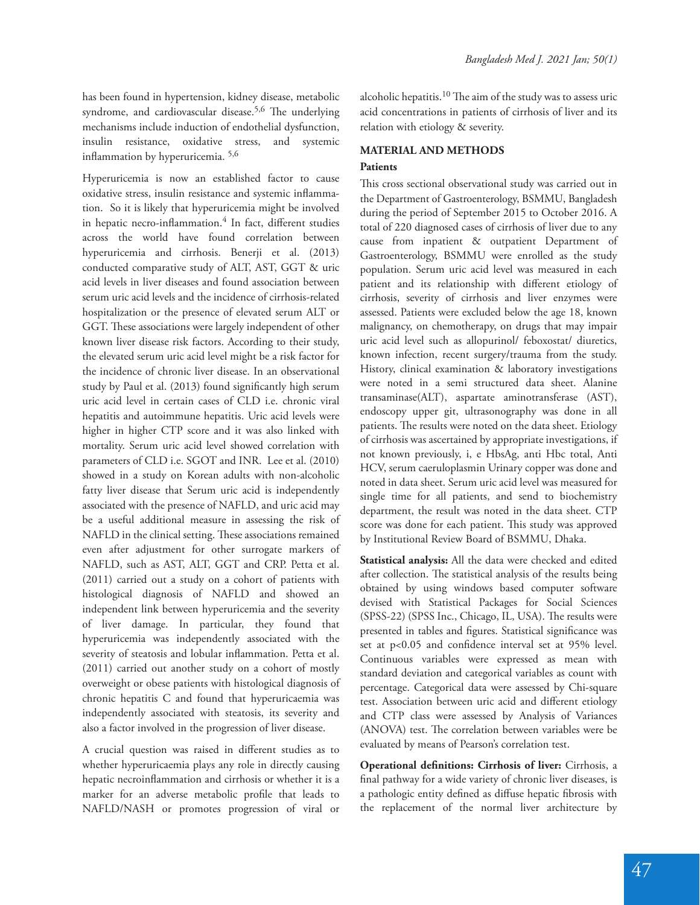has been found in hypertension, kidney disease, metabolic syndrome, and cardiovascular disease.[5,6] The underlying mechanisms include induction of endothelial dysfunction, insulin resistance, oxidative stress, and systemic inflammation by hyperuricemia. [5,6]

Hyperuricemia is now an established factor to cause oxidative stress, insulin resistance and systemic inflammation. So it is likely that hyperuricemia might be involved in hepatic necro-inflammation.[4] In fact, different studies across the world have found correlation between hyperuricemia and cirrhosis. Benerji et al. (2013) conducted comparative study of ALT, AST, GGT & uric acid levels in liver diseases and found association between serum uric acid levels and the incidence of cirrhosis-related hospitalization or the presence of elevated serum ALT or GGT. These associations were largely independent of other known liver disease risk factors. According to their study, the elevated serum uric acid level might be a risk factor for the incidence of chronic liver disease. In an observational study by Paul et al. (2013) found significantly high serum uric acid level in certain cases of CLD i.e. chronic viral hepatitis and autoimmune hepatitis. Uric acid levels were higher in higher CTP score and it was also linked with mortality. Serum uric acid level showed correlation with parameters of CLD i.e. SGOT and INR. Lee et al. (2010) showed in a study on Korean adults with non-alcoholic fatty liver disease that Serum uric acid is independently associated with the presence of NAFLD, and uric acid may be a useful additional measure in assessing the risk of NAFLD in the clinical setting. These associations remained even after adjustment for other surrogate markers of NAFLD, such as AST, ALT, GGT and CRP. Petta et al. (2011) carried out a study on a cohort of patients with histological diagnosis of NAFLD and showed an independent link between hyperuricemia and the severity of liver damage. In particular, they found that hyperuricemia was independently associated with the severity of steatosis and lobular inflammation. Petta et al. (2011) carried out another study on a cohort of mostly overweight or obese patients with histological diagnosis of chronic hepatitis C and found that hyperuricaemia was independently associated with steatosis, its severity and also a factor involved in the progression of liver disease.

A crucial question was raised in different studies as to whether hyperuricaemia plays any role in directly causing hepatic necroinflammation and cirrhosis or whether it is a marker for an adverse metabolic profile that leads to NAFLD/NASH or promotes progression of viral or alcoholic hepatitis.[10] The aim of the study was to assess uric acid concentrations in patients of cirrhosis of liver and its relation with etiology & severity.

## MATERIAL AND METHODS

### Patients

This cross sectional observational study was carried out in the Department of Gastroenterology, BSMMU, Bangladesh during the period of September 2015 to October 2016. A total of 220 diagnosed cases of cirrhosis of liver due to any cause from inpatient & outpatient Department of Gastroenterology, BSMMU were enrolled as the study population. Serum uric acid level was measured in each patient and its relationship with different etiology of cirrhosis, severity of cirrhosis and liver enzymes were assessed. Patients were excluded below the age 18, known malignancy, on chemotherapy, on drugs that may impair uric acid level such as allopurinol/ feboxostat/ diuretics, known infection, recent surgery/trauma from the study. History, clinical examination & laboratory investigations were noted in a semi structured data sheet. Alanine transaminase(ALT), aspartate aminotransferase (AST), endoscopy upper git, ultrasonography was done in all patients. The results were noted on the data sheet. Etiology of cirrhosis was ascertained by appropriate investigations, if not known previously, i, e HbsAg, anti Hbc total, Anti HCV, serum caeruloplasmin Urinary copper was done and noted in data sheet. Serum uric acid level was measured for single time for all patients, and send to biochemistry department, the result was noted in the data sheet. CTP score was done for each patient. This study was approved by Institutional Review Board of BSMMU, Dhaka.

**Statistical analysis:** All the data were checked and edited after collection. The statistical analysis of the results being obtained by using windows based computer software devised with Statistical Packages for Social Sciences (SPSS-22) (SPSS Inc., Chicago, IL, USA). The results were presented in tables and figures. Statistical significance was set at $p<0.05$ and confidence interval set at 95% level. Continuous variables were expressed as mean with standard deviation and categorical variables as count with percentage. Categorical data were assessed by Chi-square test. Association between uric acid and different etiology and CTP class were assessed by Analysis of Variances (ANOVA) test. The correlation between variables were be evaluated by means of Pearson's correlation test.

**Operational definitions: Cirrhosis of liver:** Cirrhosis, a final pathway for a wide variety of chronic liver diseases, is a pathologic entity defined as diffuse hepatic fibrosis with the replacement of the normal liver architecture by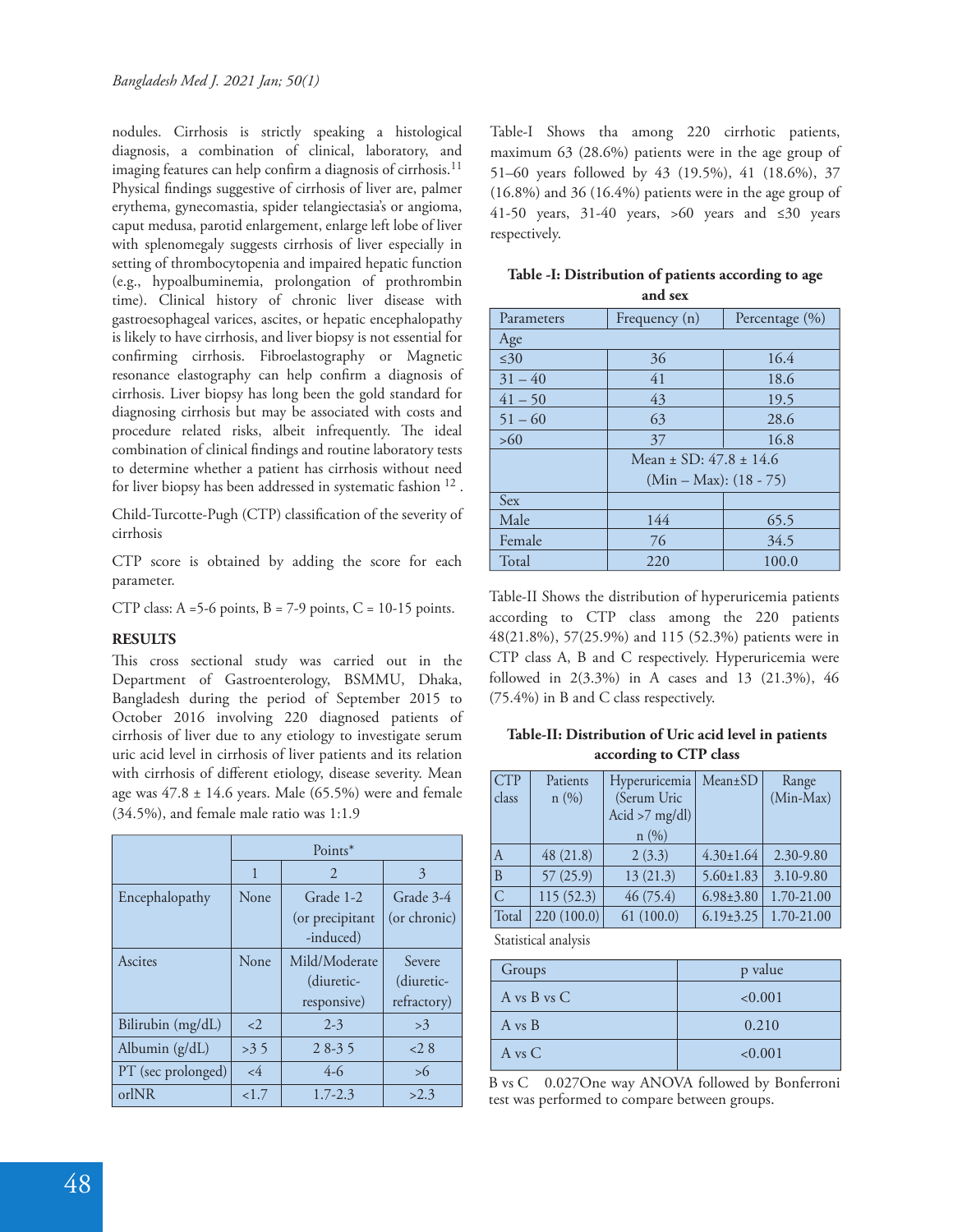nodules. Cirrhosis is strictly speaking a histological diagnosis, a combination of clinical, laboratory, and imaging features can help confirm a diagnosis of cirrhosis.[11] Physical findings suggestive of cirrhosis of liver are, palmer erythema, gynecomastia, spider telangiectasia's or angioma, caput medusa, parotid enlargement, enlarge left lobe of liver with splenomegaly suggests cirrhosis of liver especially in setting of thrombocytopenia and impaired hepatic function (e.g., hypoalbuminemia, prolongation of prothrombin time). Clinical history of chronic liver disease with gastroesophageal varices, ascites, or hepatic encephalopathy is likely to have cirrhosis, and liver biopsy is not essential for confirming cirrhosis. Fibroelastography or Magnetic resonance elastography can help confirm a diagnosis of cirrhosis. Liver biopsy has long been the gold standard for diagnosing cirrhosis but may be associated with costs and procedure related risks, albeit infrequently. The ideal combination of clinical findings and routine laboratory tests to determine whether a patient has cirrhosis without need for liver biopsy has been addressed in systematic fashion [12] .

Child-Turcotte-Pugh (CTP) classification of the severity of cirrhosis

CTP score is obtained by adding the score for each parameter.

CTP class: A =5-6 points, B = 7-9 points, C = 10-15 points.

| | Points* | | |
|---|---|---|---|
| | 1 | 2 | 3 |
| Encephalopathy | None | Grade 1-2 (or precipitant -induced) | Grade 3-4 (or chronic) |
| Ascites | None | Mild/Moderate (diuretic-responsive) | Severe (diuretic-refractory) |
| Bilirubin (mg/dL) | <2 | 2-3 | >3 |
| Albumin (g/dL) | >3 5 | 2 8-3 5 | <2 8 |
| PT (sec prolonged) | <4 | 4-6 | >6 |
| orINR | <1.7 | 1.7-2.3 | >2.3 |

**RESULTS**

This cross sectional study was carried out in the Department of Gastroenterology, BSMMU, Dhaka, Bangladesh during the period of September 2015 to October 2016 involving 220 diagnosed patients of cirrhosis of liver due to any etiology to investigate serum uric acid level in cirrhosis of liver patients and its relation with cirrhosis of different etiology, disease severity. Mean age was 47.8 ± 14.6 years. Male (65.5%) were and female (34.5%), and female male ratio was 1:1.9

Table-I Shows tha among 220 cirrhotic patients, maximum 63 (28.6%) patients were in the age group of 51–60 years followed by 43 (19.5%), 41 (18.6%), 37 (16.8%) and 36 (16.4%) patients were in the age group of 41-50 years, 31-40 years, >60 years and ≤30 years respectively.

**Table -I: Distribution of patients according to age and sex**

| Parameters | Frequency (n) | Percentage (%) |
|---|---|---|
| Age | | |
| ≤30 | 36 | 16.4 |
| 31 – 40 | 41 | 18.6 |
| 41 – 50 | 43 | 19.5 |
| 51 – 60 | 63 | 28.6 |
| >60 | 37 | 16.8 |
| | Mean ± SD: 47.8 ± 14.6 (Min – Max): (18 - 75) | |
| Sex | | |
| Male | 144 | 65.5 |
| Female | 76 | 34.5 |
| Total | 220 | 100.0 |

Table-II Shows the distribution of hyperuricemia patients according to CTP class among the 220 patients 48(21.8%), 57(25.9%) and 115 (52.3%) patients were in CTP class A, B and C respectively. Hyperuricemia were followed in 2(3.3%) in A cases and 13 (21.3%), 46 (75.4%) in B and C class respectively.

**Table-II: Distribution of Uric acid level in patients according to CTP class**

| CTP class | Patients n (%) | Hyperuricemia (Serum Uric Acid >7 mg/dl) n (%) | Mean±SD | Range (Min-Max) |
|---|---|---|---|---|
| A | 48 (21.8) | 2 (3.3) | 4.30±1.64 | 2.30-9.80 |
| B | 57 (25.9) | 13 (21.3) | 5.60±1.83 | 3.10-9.80 |
| C | 115 (52.3) | 46 (75.4) | 6.98±3.80 | 1.70-21.00 |
| Total | 220 (100.0) | 61 (100.0) | 6.19±3.25 | 1.70-21.00 |

Statistical analysis

| Groups | p value |
|---|---|
| A vs B vs C | <0.001 |
| A vs B | 0.210 |
| A vs C | <0.001 |
| B vs C | 0.027 |

One way ANOVA followed by Bonferroni test was performed to compare between groups.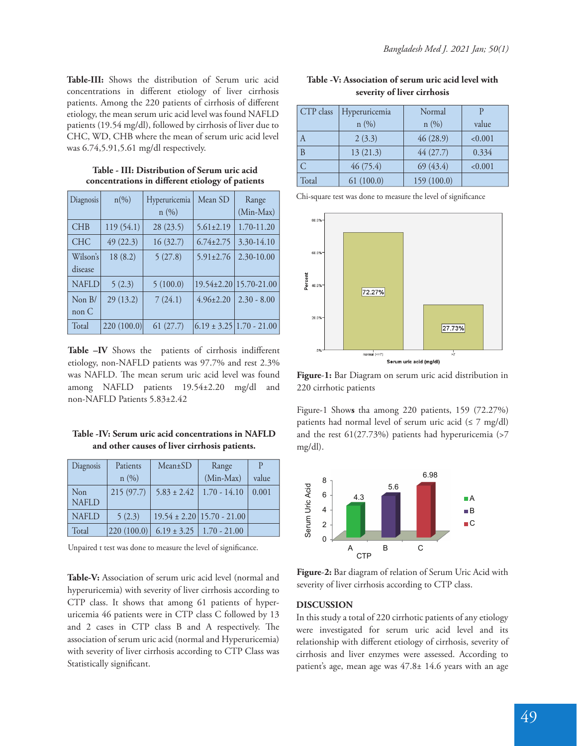**Table-III:** Shows the distribution of Serum uric acid concentrations in different etiology of liver cirrhosis patients. Among the 220 patients of cirrhosis of different etiology, the mean serum uric acid level was found NAFLD patients (19.54 mg/dl), followed by cirrhosis of liver due to CHC, WD, CHB where the mean of serum uric acid level was 6.74,5.91,5.61 mg/dl respectively.

**Table - III: Distribution of Serum uric acid concentrations in different etiology of patients**

| Diagnosis | n(%) | Hyperuricemia n (%) | Mean SD | Range (Min-Max) |
|---|---|---|---|---|
| CHB | 119 (54.1) | 28 (23.5) | 5.61±2.19 | 1.70-11.20 |
| CHC | 49 (22.3) | 16 (32.7) | 6.74±2.75 | 3.30-14.10 |
| Wilson's disease | 18 (8.2) | 5 (27.8) | 5.91±2.76 | 2.30-10.00 |
| NAFLD | 5 (2.3) | 5 (100.0) | 19.54±2.20 | 15.70-21.00 |
| Non B/ non C | 29 (13.2) | 7 (24.1) | 4.96±2.20 | 2.30 - 8.00 |
| Total | 220 (100.0) | 61 (27.7) | 6.19 ± 3.25 | 1.70 - 21.00 |

**Table –IV** Shows the patients of cirrhosis indifferent etiology, non-NAFLD patients was 97.7% and rest 2.3% was NAFLD. The mean serum uric acid level was found among NAFLD patients 19.54±2.20 mg/dl and non-NAFLD Patients 5.83±2.42

**Table -IV: Serum uric acid concentrations in NAFLD and other causes of liver cirrhosis patients.**

| Diagnosis | Patients n (%) | Mean±SD | Range (Min-Max) | P value |
|---|---|---|---|---|
| Non NAFLD | 215 (97.7) | 5.83 ± 2.42 | 1.70 - 14.10 | 0.001 |
| NAFLD | 5 (2.3) | 19.54 ± 2.20 | 15.70 - 21.00 | |
| Total | 220 (100.0) | 6.19 ± 3.25 | 1.70 - 21.00 | |

Unpaired t test was done to measure the level of significance.

**Table-V:** Association of serum uric acid level (normal and hyperuricemia) with severity of liver cirrhosis according to CTP class. It shows that among 61 patients of hyperuricemia 46 patients were in CTP class C followed by 13 and 2 cases in CTP class B and A respectively. The association of serum uric acid (normal and Hyperuricemia) with severity of liver cirrhosis according to CTP Class was Statistically significant.

**Table -V: Association of serum uric acid level with severity of liver cirrhosis**

| CTP class | Hyperuricemia n (%) | Normal n (%) | P value |
|---|---|---|---|
| A | 2 (3.3) | 46 (28.9) | <0.001 |
| B | 13 (21.3) | 44 (27.7) | 0.334 |
| C | 46 (75.4) | 69 (43.4) | <0.001 |
| Total | 61 (100.0) | 159 (100.0) | |

Chi-square test was done to measure the level of significance

80.0%
60.0%
40.0%
20.0%
0%
Percent
72.27%
27.73%
normal (<=7)
>7
Serum uric acid (mg/dl)

**Figure-1:** Bar Diagram on serum uric acid distribution in 220 cirrhotic patients

Figure-1 Shows tha among 220 patients, 159 (72.27%) patients had normal level of serum uric acid (≤ 7 mg/dl) and the rest 61(27.73%) patients had hyperuricemia (>7 mg/dl).

Serum Uric Acid
8
6
4
2
0
4.3
5.6
6.98
A
B
C
CTP
A
B
C

**Figure-2:** Bar diagram of relation of Serum Uric Acid with severity of liver cirrhosis according to CTP class.

## DISCUSSION

In this study a total of 220 cirrhotic patients of any etiology were investigated for serum uric acid level and its relationship with different etiology of cirrhosis, severity of cirrhosis and liver enzymes were assessed. According to patient's age, mean age was 47.8± 14.6 years with an age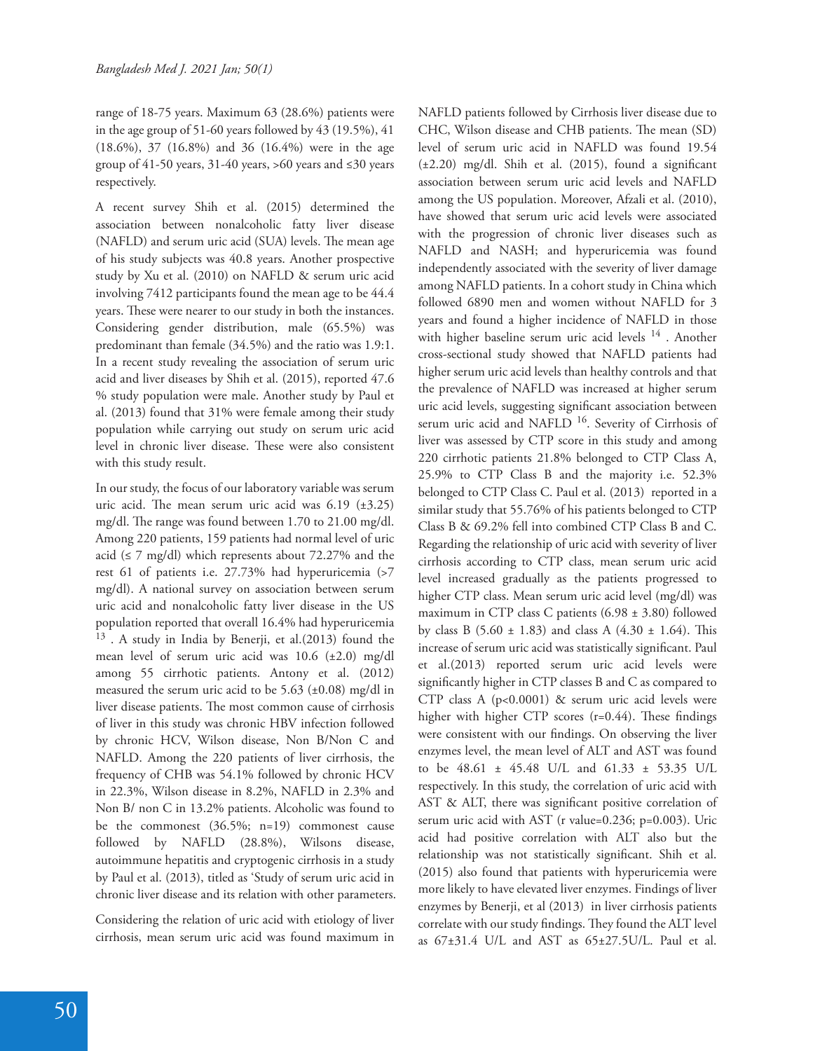range of 18-75 years. Maximum 63 (28.6%) patients were in the age group of 51-60 years followed by 43 (19.5%), 41 (18.6%), 37 (16.8%) and 36 (16.4%) were in the age group of 41-50 years, 31-40 years, >60 years and ≤30 years respectively.

A recent survey Shih et al. (2015) determined the association between nonalcoholic fatty liver disease (NAFLD) and serum uric acid (SUA) levels. The mean age of his study subjects was 40.8 years. Another prospective study by Xu et al. (2010) on NAFLD & serum uric acid involving 7412 participants found the mean age to be 44.4 years. These were nearer to our study in both the instances. Considering gender distribution, male (65.5%) was predominant than female (34.5%) and the ratio was 1.9:1. In a recent study revealing the association of serum uric acid and liver diseases by Shih et al. (2015), reported 47.6 % study population were male. Another study by Paul et al. (2013) found that 31% were female among their study population while carrying out study on serum uric acid level in chronic liver disease. These were also consistent with this study result.

In our study, the focus of our laboratory variable was serum uric acid. The mean serum uric acid was 6.19 (±3.25) mg/dl. The range was found between 1.70 to 21.00 mg/dl. Among 220 patients, 159 patients had normal level of uric acid (≤ 7 mg/dl) which represents about 72.27% and the rest 61 of patients i.e. 27.73% had hyperuricemia (>7 mg/dl). A national survey on association between serum uric acid and nonalcoholic fatty liver disease in the US population reported that overall 16.4% had hyperuricemia [13] . A study in India by Benerji, et al.(2013) found the mean level of serum uric acid was 10.6 (±2.0) mg/dl among 55 cirrhotic patients. Antony et al. (2012) measured the serum uric acid to be 5.63 (±0.08) mg/dl in liver disease patients. The most common cause of cirrhosis of liver in this study was chronic HBV infection followed by chronic HCV, Wilson disease, Non B/Non C and NAFLD. Among the 220 patients of liver cirrhosis, the frequency of CHB was 54.1% followed by chronic HCV in 22.3%, Wilson disease in 8.2%, NAFLD in 2.3% and Non B/ non C in 13.2% patients. Alcoholic was found to be the commonest (36.5%; n=19) commonest cause followed by NAFLD (28.8%), Wilsons disease, autoimmune hepatitis and cryptogenic cirrhosis in a study by Paul et al. (2013), titled as 'Study of serum uric acid in chronic liver disease and its relation with other parameters.

Considering the relation of uric acid with etiology of liver cirrhosis, mean serum uric acid was found maximum in NAFLD patients followed by Cirrhosis liver disease due to CHC, Wilson disease and CHB patients. The mean (SD) level of serum uric acid in NAFLD was found 19.54 (±2.20) mg/dl. Shih et al. (2015), found a significant association between serum uric acid levels and NAFLD among the US population. Moreover, Afzali et al. (2010), have showed that serum uric acid levels were associated with the progression of chronic liver diseases such as NAFLD and NASH; and hyperuricemia was found independently associated with the severity of liver damage among NAFLD patients. In a cohort study in China which followed 6890 men and women without NAFLD for 3 years and found a higher incidence of NAFLD in those with higher baseline serum uric acid levels [14] . Another cross-sectional study showed that NAFLD patients had higher serum uric acid levels than healthy controls and that the prevalence of NAFLD was increased at higher serum uric acid levels, suggesting significant association between serum uric acid and NAFLD [16]. Severity of Cirrhosis of liver was assessed by CTP score in this study and among 220 cirrhotic patients 21.8% belonged to CTP Class A, 25.9% to CTP Class B and the majority i.e. 52.3% belonged to CTP Class C. Paul et al. (2013) reported in a similar study that 55.76% of his patients belonged to CTP Class B & 69.2% fell into combined CTP Class B and C. Regarding the relationship of uric acid with severity of liver cirrhosis according to CTP class, mean serum uric acid level increased gradually as the patients progressed to higher CTP class. Mean serum uric acid level (mg/dl) was maximum in CTP class C patients (6.98 ± 3.80) followed by class B (5.60 ± 1.83) and class A (4.30 ± 1.64). This increase of serum uric acid was statistically significant. Paul et al.(2013) reported serum uric acid levels were significantly higher in CTP classes B and C as compared to CTP class A ($p<0.0001$) & serum uric acid levels were higher with higher CTP scores ($r=0.44$). These findings were consistent with our findings. On observing the liver enzymes level, the mean level of ALT and AST was found to be 48.61 ± 45.48 U/L and 61.33 ± 53.35 U/L respectively. In this study, the correlation of uric acid with AST & ALT, there was significant positive correlation of serum uric acid with AST (r value=0.236; p=0.003). Uric acid had positive correlation with ALT also but the relationship was not statistically significant. Shih et al. (2015) also found that patients with hyperuricemia were more likely to have elevated liver enzymes. Findings of liver enzymes by Benerji, et al (2013) in liver cirrhosis patients correlate with our study findings. They found the ALT level as 67±31.4 U/L and AST as 65±27.5U/L. Paul et al.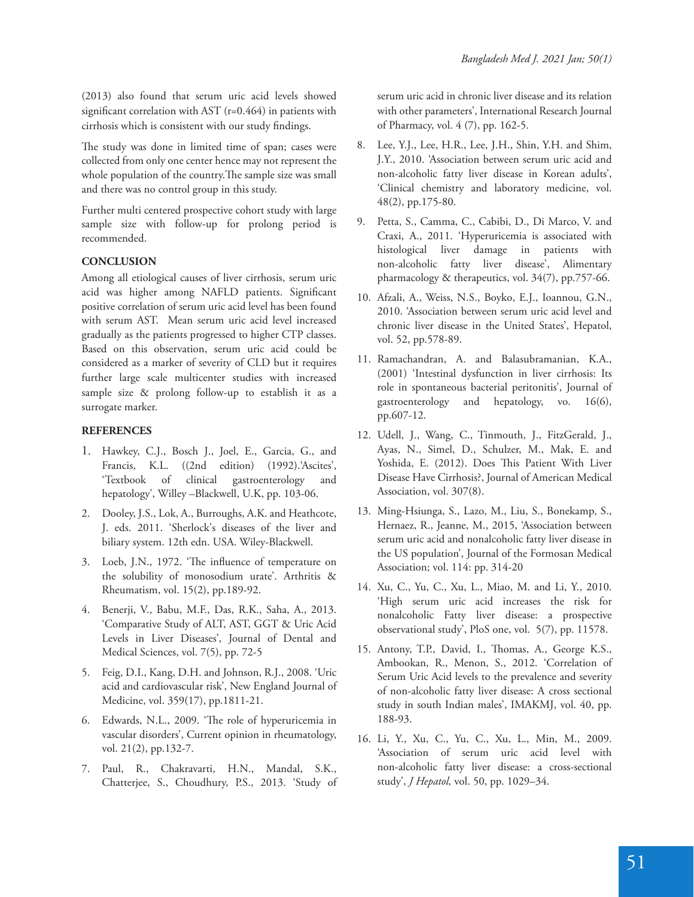(2013) also found that serum uric acid levels showed significant correlation with AST (r=0.464) in patients with cirrhosis which is consistent with our study findings.

The study was done in limited time of span; cases were collected from only one center hence may not represent the whole population of the country.The sample size was small and there was no control group in this study.

Further multi centered prospective cohort study with large sample size with follow-up for prolong period is recommended.

## CONCLUSION

Among all etiological causes of liver cirrhosis, serum uric acid was higher among NAFLD patients. Significant positive correlation of serum uric acid level has been found with serum AST. Mean serum uric acid level increased gradually as the patients progressed to higher CTP classes. Based on this observation, serum uric acid could be considered as a marker of severity of CLD but it requires further large scale multicenter studies with increased sample size & prolong follow-up to establish it as a surrogate marker.

## REFERENCES

1. Hawkey, C.J., Bosch J., Joel, E., Garcia, G., and Francis, K.L. ((2nd edition) (1992).'Ascites', 'Textbook of clinical gastroenterology and hepatology', Willey –Blackwell, U.K, pp. 103-06.
2. Dooley, J.S., Lok, A., Burroughs, A.K. and Heathcote, J. eds. 2011. 'Sherlock's diseases of the liver and biliary system. 12th edn. USA. Wiley-Blackwell.
3. Loeb, J.N., 1972. 'The influence of temperature on the solubility of monosodium urate'. Arthritis & Rheumatism, vol. 15(2), pp.189-92.
4. Benerji, V., Babu, M.F., Das, R.K., Saha, A., 2013. 'Comparative Study of ALT, AST, GGT & Uric Acid Levels in Liver Diseases', Journal of Dental and Medical Sciences, vol. 7(5), pp. 72-5
5. Feig, D.I., Kang, D.H. and Johnson, R.J., 2008. 'Uric acid and cardiovascular risk', New England Journal of Medicine, vol. 359(17), pp.1811-21.
6. Edwards, N.L., 2009. 'The role of hyperuricemia in vascular disorders', Current opinion in rheumatology, vol. 21(2), pp.132-7.
7. Paul, R., Chakravarti, H.N., Mandal, S.K., Chatterjee, S., Choudhury, P.S., 2013. 'Study of serum uric acid in chronic liver disease and its relation with other parameters', International Research Journal of Pharmacy, vol. 4 (7), pp. 162-5.
8. Lee, Y.J., Lee, H.R., Lee, J.H., Shin, Y.H. and Shim, J.Y., 2010. 'Association between serum uric acid and non-alcoholic fatty liver disease in Korean adults', 'Clinical chemistry and laboratory medicine, vol. 48(2), pp.175-80.
9. Petta, S., Camma, C., Cabibi, D., Di Marco, V. and Craxi, A., 2011. 'Hyperuricemia is associated with histological liver damage in patients with non-alcoholic fatty liver disease', Alimentary pharmacology & therapeutics, vol. 34(7), pp.757-66.
10. Afzali, A., Weiss, N.S., Boyko, E.J., Ioannou, G.N., 2010. 'Association between serum uric acid level and chronic liver disease in the United States', Hepatol, vol. 52, pp.578-89.
11. Ramachandran, A. and Balasubramanian, K.A., (2001) 'Intestinal dysfunction in liver cirrhosis: Its role in spontaneous bacterial peritonitis', Journal of gastroenterology and hepatology, vo. 16(6), pp.607-12.
12. Udell, J., Wang, C., Tinmouth, J., FitzGerald, J., Ayas, N., Simel, D., Schulzer, M., Mak, E. and Yoshida, E. (2012). Does This Patient With Liver Disease Have Cirrhosis?, Journal of American Medical Association, vol. 307(8).
13. Ming-Hsiunga, S., Lazo, M., Liu, S., Bonekamp, S., Hernaez, R., Jeanne, M., 2015, 'Association between serum uric acid and nonalcoholic fatty liver disease in the US population', Journal of the Formosan Medical Association; vol. 114: pp. 314-20
14. Xu, C., Yu, C., Xu, L., Miao, M. and Li, Y., 2010. 'High serum uric acid increases the risk for nonalcoholic Fatty liver disease: a prospective observational study', PloS one, vol. 5(7), pp. 11578.
15. Antony, T.P., David, I., Thomas, A., George K.S., Ambookan, R., Menon, S., 2012. 'Correlation of Serum Uric Acid levels to the prevalence and severity of non-alcoholic fatty liver disease: A cross sectional study in south Indian males', IMAKMJ, vol. 40, pp. 188-93.
16. Li, Y., Xu, C., Yu, C., Xu, L., Min, M., 2009. 'Association of serum uric acid level with non-alcoholic fatty liver disease: a cross-sectional study', *J Hepatol,* vol. 50, pp. 1029–34.